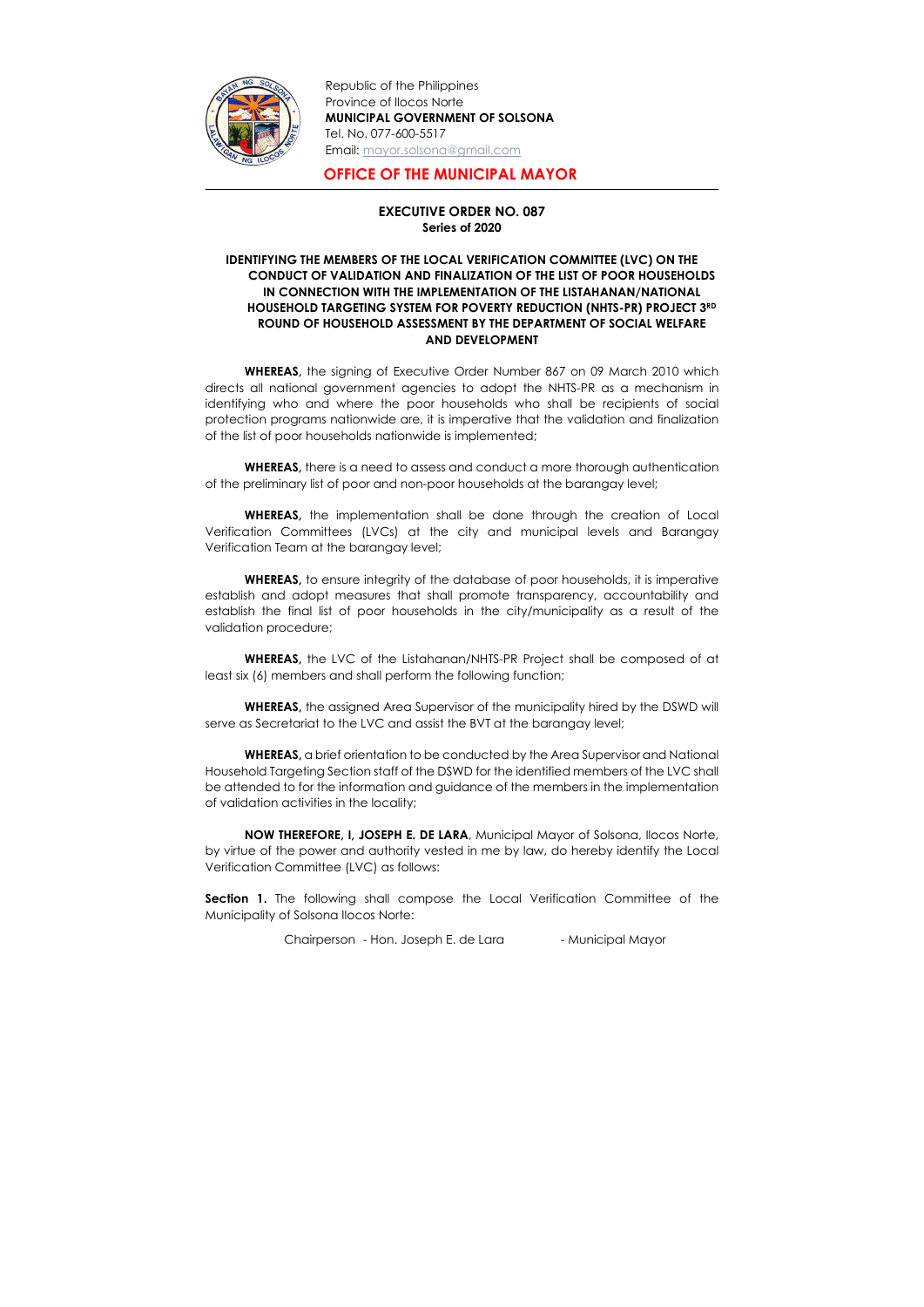Republic of the Philippines
Province of Ilocos Norte
**MUNICIPAL GOVERNMENT OF SOLSONA**
Tel. No. 077-600-5517
Email: mayor.solsona@gmail.com

## OFFICE OF THE MUNICIPAL MAYOR

**EXECUTIVE ORDER NO. 087**
**Series of 2020**

**IDENTIFYING THE MEMBERS OF THE LOCAL VERIFICATION COMMITTEE (LVC) ON THE CONDUCT OF VALIDATION AND FINALIZATION OF THE LIST OF POOR HOUSEHOLDS IN CONNECTION WITH THE IMPLEMENTATION OF THE LISTAHANAN/NATIONAL HOUSEHOLD TARGETING SYSTEM FOR POVERTY REDUCTION (NHTS-PR) PROJECT 3RD ROUND OF HOUSEHOLD ASSESSMENT BY THE DEPARTMENT OF SOCIAL WELFARE AND DEVELOPMENT**

**WHEREAS,** the signing of Executive Order Number 867 on 09 March 2010 which directs all national government agencies to adopt the NHTS-PR as a mechanism in identifying who and where the poor households who shall be recipients of social protection programs nationwide are, it is imperative that the validation and finalization of the list of poor households nationwide is implemented;

**WHEREAS,** there is a need to assess and conduct a more thorough authentication of the preliminary list of poor and non-poor households at the barangay level;

**WHEREAS,** the implementation shall be done through the creation of Local Verification Committees (LVCs) at the city and municipal levels and Barangay Verification Team at the barangay level;

**WHEREAS,** to ensure integrity of the database of poor households, it is imperative establish and adopt measures that shall promote transparency, accountability and establish the final list of poor households in the city/municipality as a result of the validation procedure;

**WHEREAS,** the LVC of the Listahanan/NHTS-PR Project shall be composed of at least six (6) members and shall perform the following function;

**WHEREAS,** the assigned Area Supervisor of the municipality hired by the DSWD will serve as Secretariat to the LVC and assist the BVT at the barangay level;

**WHEREAS,** a brief orientation to be conducted by the Area Supervisor and National Household Targeting Section staff of the DSWD for the identified members of the LVC shall be attended to for the information and guidance of the members in the implementation of validation activities in the locality;

**NOW THEREFORE, I, JOSEPH E. DE LARA**, Municipal Mayor of Solsona, Ilocos Norte, by virtue of the power and authority vested in me by law, do hereby identify the Local Verification Committee (LVC) as follows:

**Section 1.** The following shall compose the Local Verification Committee of the Municipality of Solsona Ilocos Norte:

Chairperson - Hon. Joseph E. de Lara - Municipal Mayor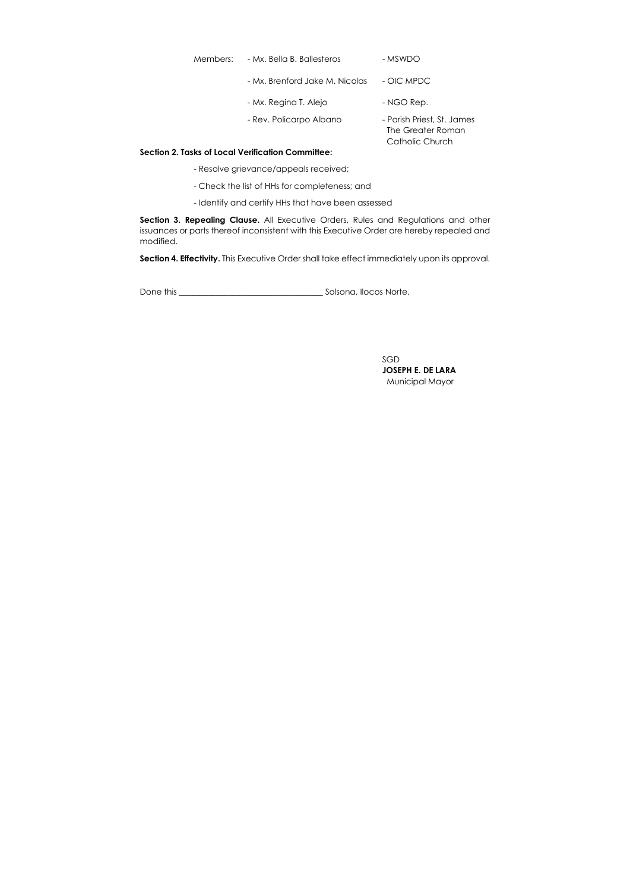| | | |
|---|---|---|
| Members: | - Mx. Bella B. Ballesteros | - MSWDO |
| | - Mx. Brenford Jake M. Nicolas | - OIC MPDC |
| | - Mx. Regina T. Alejo | - NGO Rep. |
| | - Rev. Policarpo Albano | - Parish Priest, St. James The Greater Roman Catholic Church |

**Section 2. Tasks of Local Verification Committee:**

- Resolve grievance/appeals received;
- Check the list of HHs for completeness; and
- Identify and certify HHs that have been assessed

**Section 3. Repealing Clause.** All Executive Orders, Rules and Regulations and other issuances or parts thereof inconsistent with this Executive Order are hereby repealed and modified.

**Section 4. Effectivity.** This Executive Order shall take effect immediately upon its approval.

Done this ________________________________ Solsona, Ilocos Norte.

SGD
**JOSEPH E. DE LARA**
Municipal Mayor